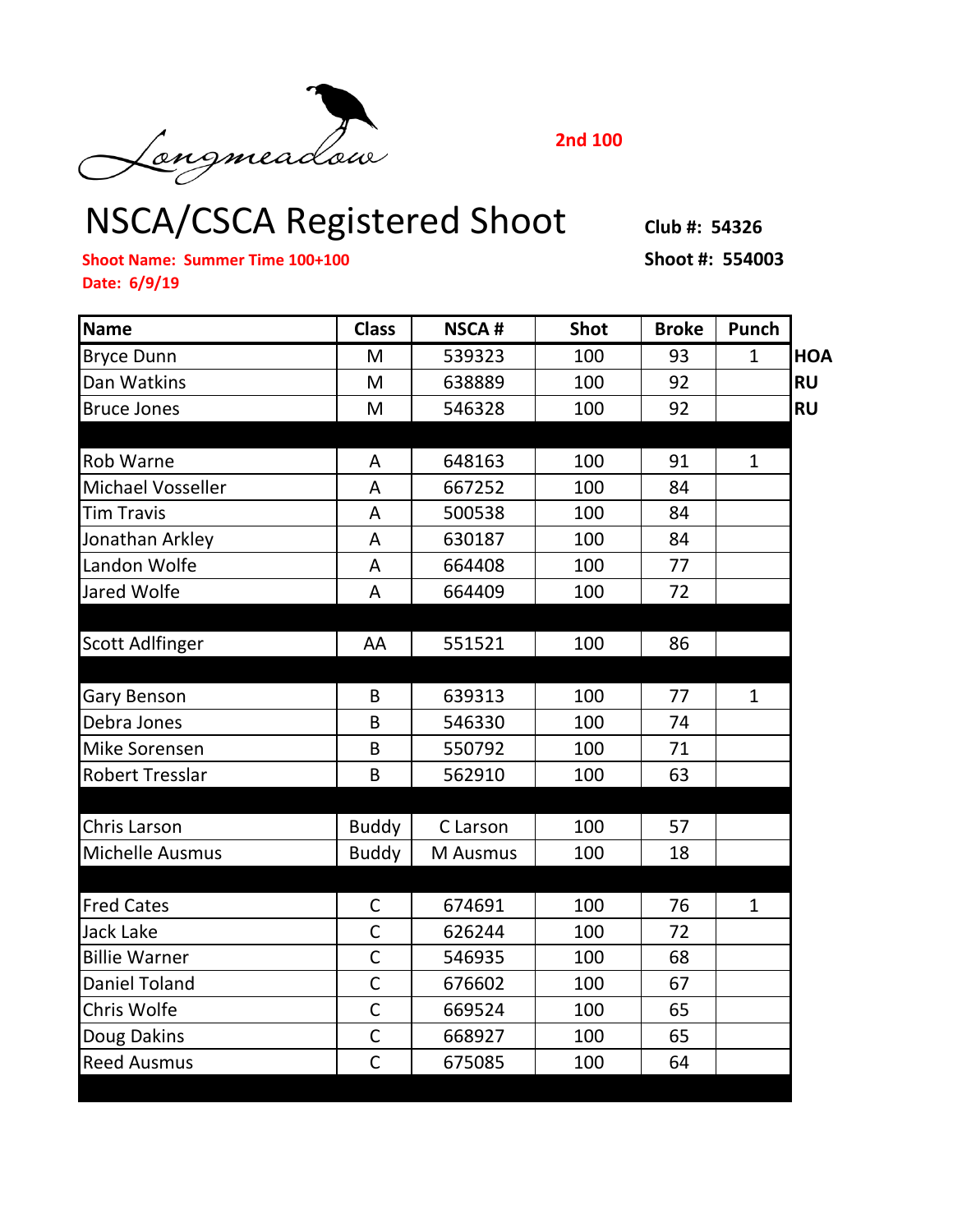Longmeadow

**2nd 100**

# NSCA/CSCA Registered Shoot

**Club #: 54326**

**Shoot Name: Summer Time 100+100**

**Shoot #: 554003**

**Date: 6/9/19**

| Name | Class | NSCA # | Shot | Broke | Punch | |
|---|---|---|---|---|---|---|
| Bryce Dunn | M | 539323 | 100 | 93 | 1 | **HOA** |
| Dan Watkins | M | 638889 | 100 | 92 | | **RU** |
| Bruce Jones | M | 546328 | 100 | 92 | | **RU** |
| | | | | | | |
| Rob Warne | A | 648163 | 100 | 91 | 1 | |
| Michael Vosseller | A | 667252 | 100 | 84 | | |
| Tim Travis | A | 500538 | 100 | 84 | | |
| Jonathan Arkley | A | 630187 | 100 | 84 | | |
| Landon Wolfe | A | 664408 | 100 | 77 | | |
| Jared Wolfe | A | 664409 | 100 | 72 | | |
| | | | | | | |
| Scott Adlfinger | AA | 551521 | 100 | 86 | | |
| | | | | | | |
| Gary Benson | B | 639313 | 100 | 77 | 1 | |
| Debra Jones | B | 546330 | 100 | 74 | | |
| Mike Sorensen | B | 550792 | 100 | 71 | | |
| Robert Tresslar | B | 562910 | 100 | 63 | | |
| | | | | | | |
| Chris Larson | Buddy | C Larson | 100 | 57 | | |
| Michelle Ausmus | Buddy | M Ausmus | 100 | 18 | | |
| | | | | | | |
| Fred Cates | C | 674691 | 100 | 76 | 1 | |
| Jack Lake | C | 626244 | 100 | 72 | | |
| Billie Warner | C | 546935 | 100 | 68 | | |
| Daniel Toland | C | 676602 | 100 | 67 | | |
| Chris Wolfe | C | 669524 | 100 | 65 | | |
| Doug Dakins | C | 668927 | 100 | 65 | | |
| Reed Ausmus | C | 675085 | 100 | 64 | | |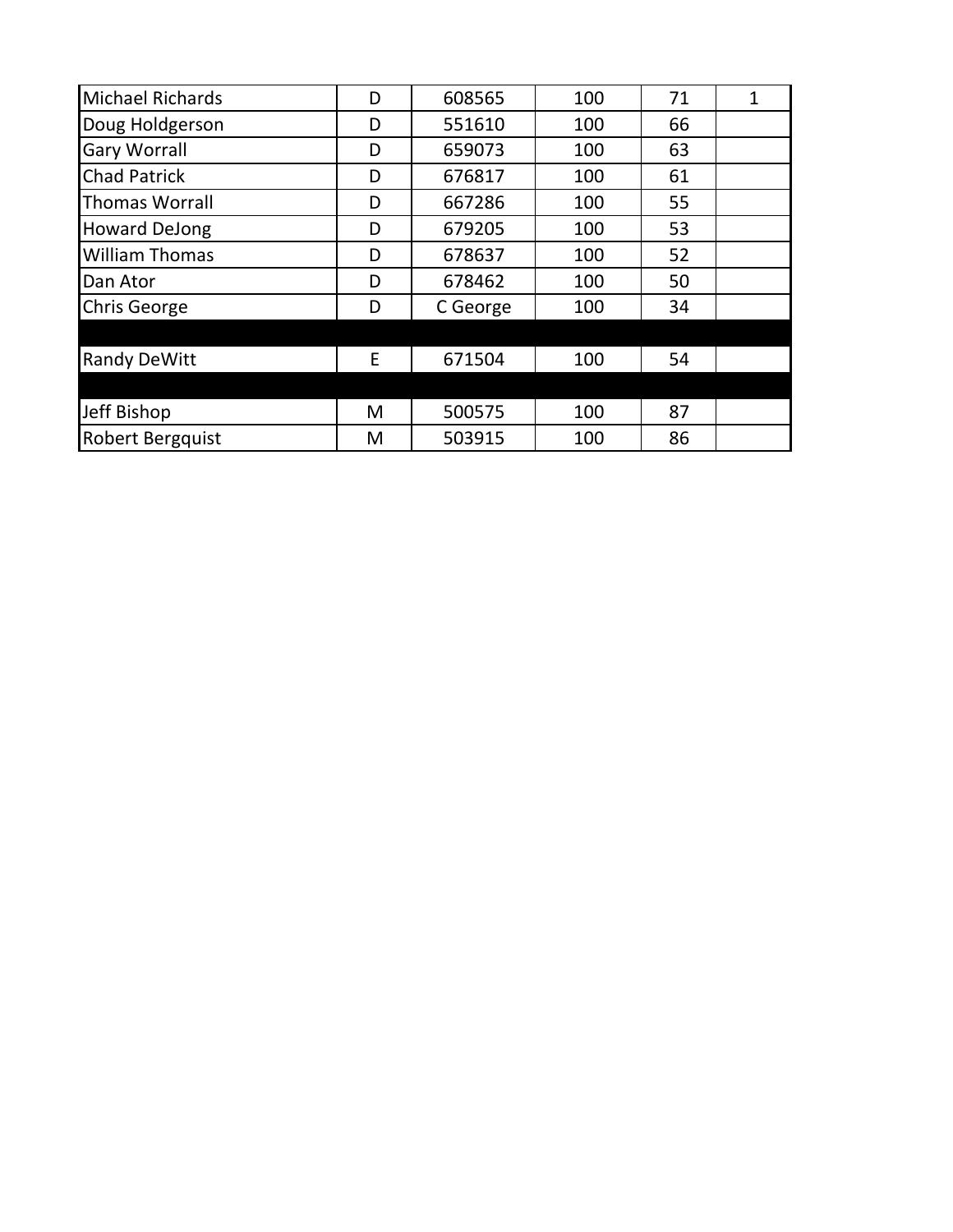| | | | | | |
|---|---|---|---|---|---|
| Michael Richards | D | 608565 | 100 | 71 | 1 |
| Doug Holdgerson | D | 551610 | 100 | 66 | |
| Gary Worrall | D | 659073 | 100 | 63 | |
| Chad Patrick | D | 676817 | 100 | 61 | |
| Thomas Worrall | D | 667286 | 100 | 55 | |
| Howard DeJong | D | 679205 | 100 | 53 | |
| William Thomas | D | 678637 | 100 | 52 | |
| Dan Ator | D | 678462 | 100 | 50 | |
| Chris George | D | C George | 100 | 34 | |
| | | | | | |
| Randy DeWitt | E | 671504 | 100 | 54 | |
| | | | | | |
| Jeff Bishop | M | 500575 | 100 | 87 | |
| Robert Bergquist | M | 503915 | 100 | 86 | |